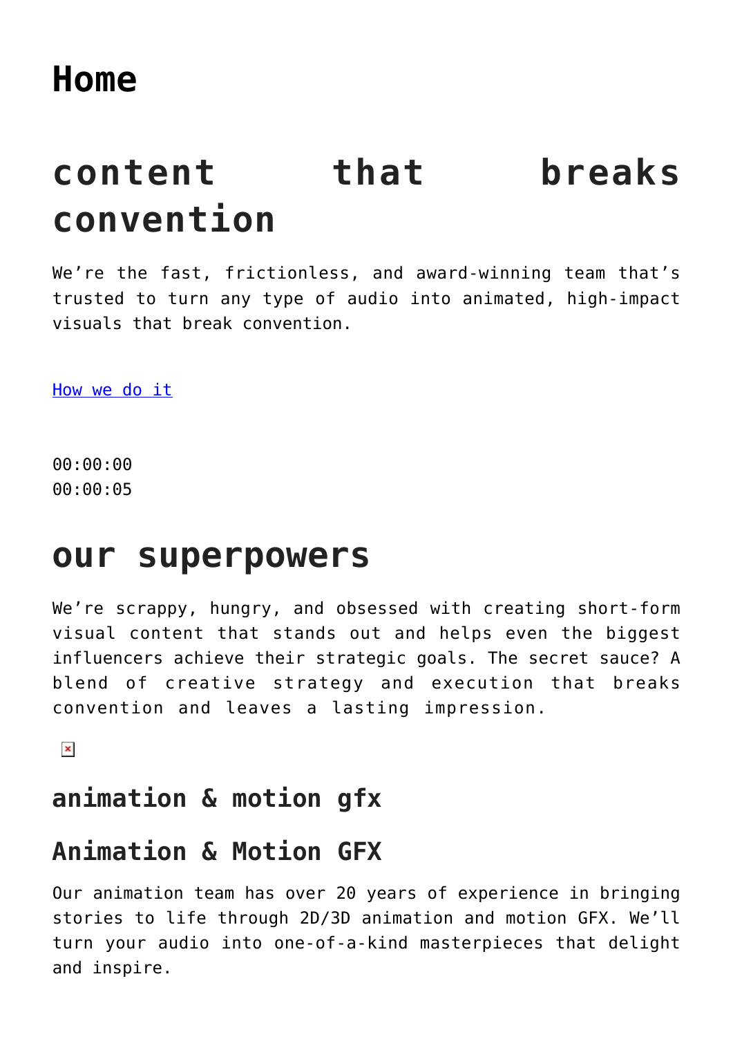# Home

# content that breaks convention

We're the fast, frictionless, and award-winning team that's trusted to turn any type of audio into animated, high-impact visuals that break convention.

[How we do it]()

00:00:00
00:00:05

# our superpowers

We're scrappy, hungry, and obsessed with creating short-form visual content that stands out and helps even the biggest influencers achieve their strategic goals. The secret sauce? A blend of creative strategy and execution that breaks convention and leaves a lasting impression.

## animation & motion gfx

## Animation & Motion GFX

Our animation team has over 20 years of experience in bringing stories to life through 2D/3D animation and motion GFX. We'll turn your audio into one-of-a-kind masterpieces that delight and inspire.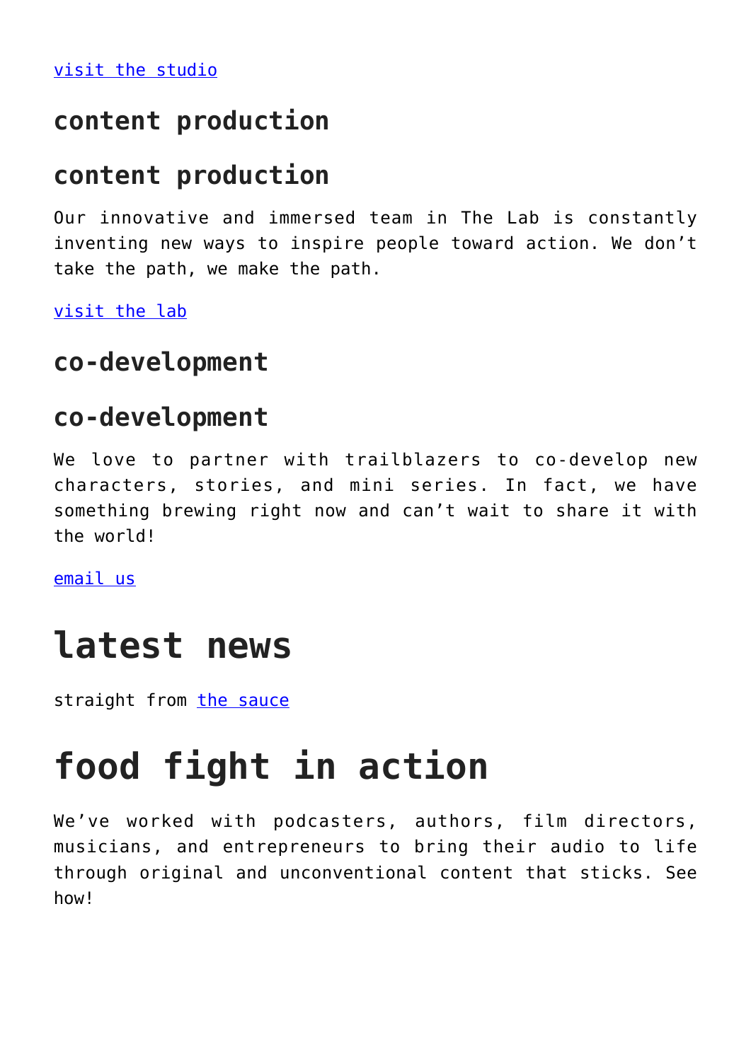visit the studio

### content production

### content production

Our innovative and immersed team in The Lab is constantly inventing new ways to inspire people toward action. We don't take the path, we make the path.

visit the lab

### co-development

### co-development

We love to partner with trailblazers to co-develop new characters, stories, and mini series. In fact, we have something brewing right now and can't wait to share it with the world!

email us

# latest news

straight from the sauce

# food fight in action

We've worked with podcasters, authors, film directors, musicians, and entrepreneurs to bring their audio to life through original and unconventional content that sticks. See how!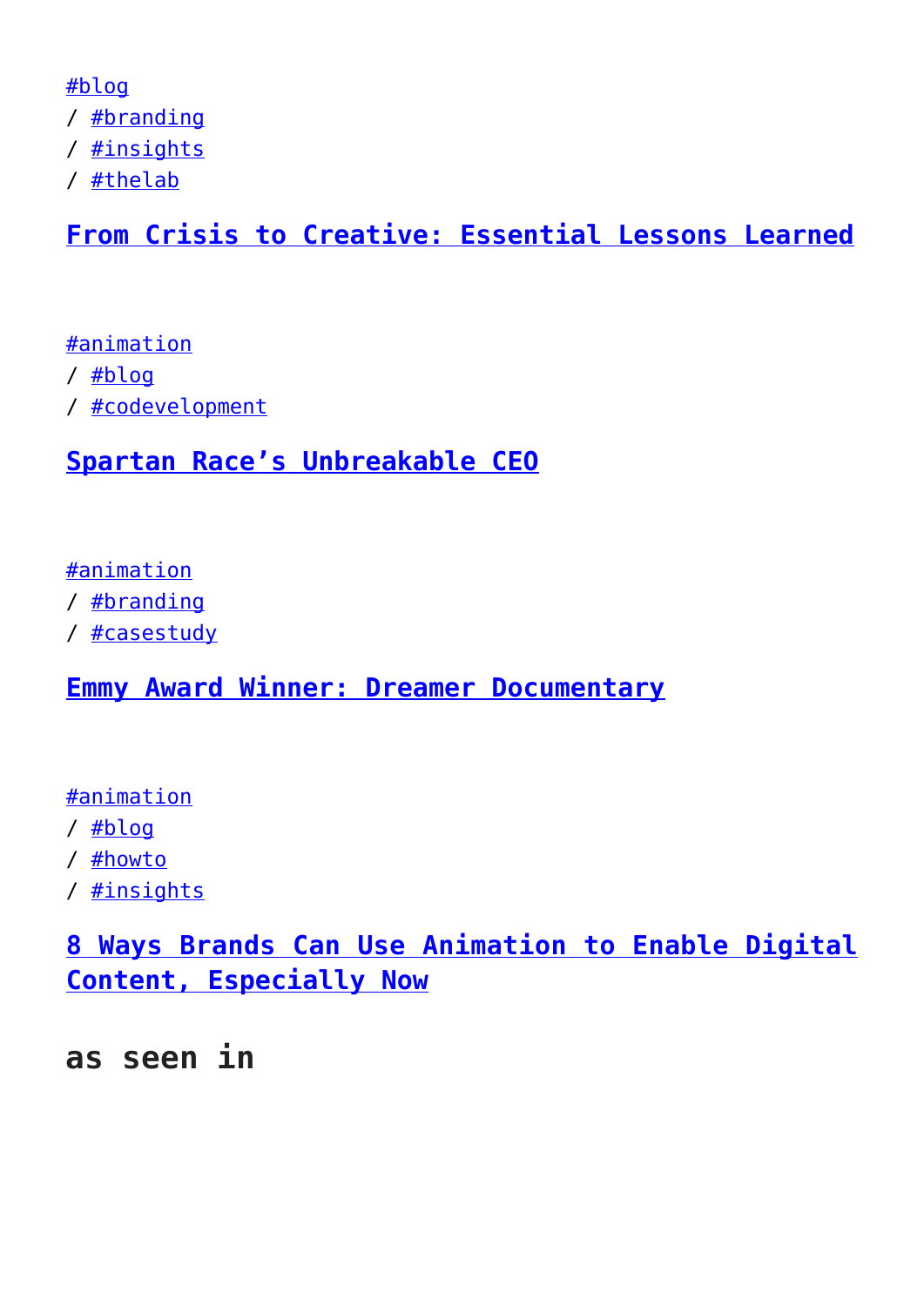#blog
/ #branding
/ #insights
/ #thelab

### From Crisis to Creative: Essential Lessons Learned

#animation
/ #blog
/ #codevelopment

### Spartan Race’s Unbreakable CEO

#animation
/ #branding
/ #casestudy

### Emmy Award Winner: Dreamer Documentary

#animation
/ #blog
/ #howto
/ #insights

### 8 Ways Brands Can Use Animation to Enable Digital Content, Especially Now

## as seen in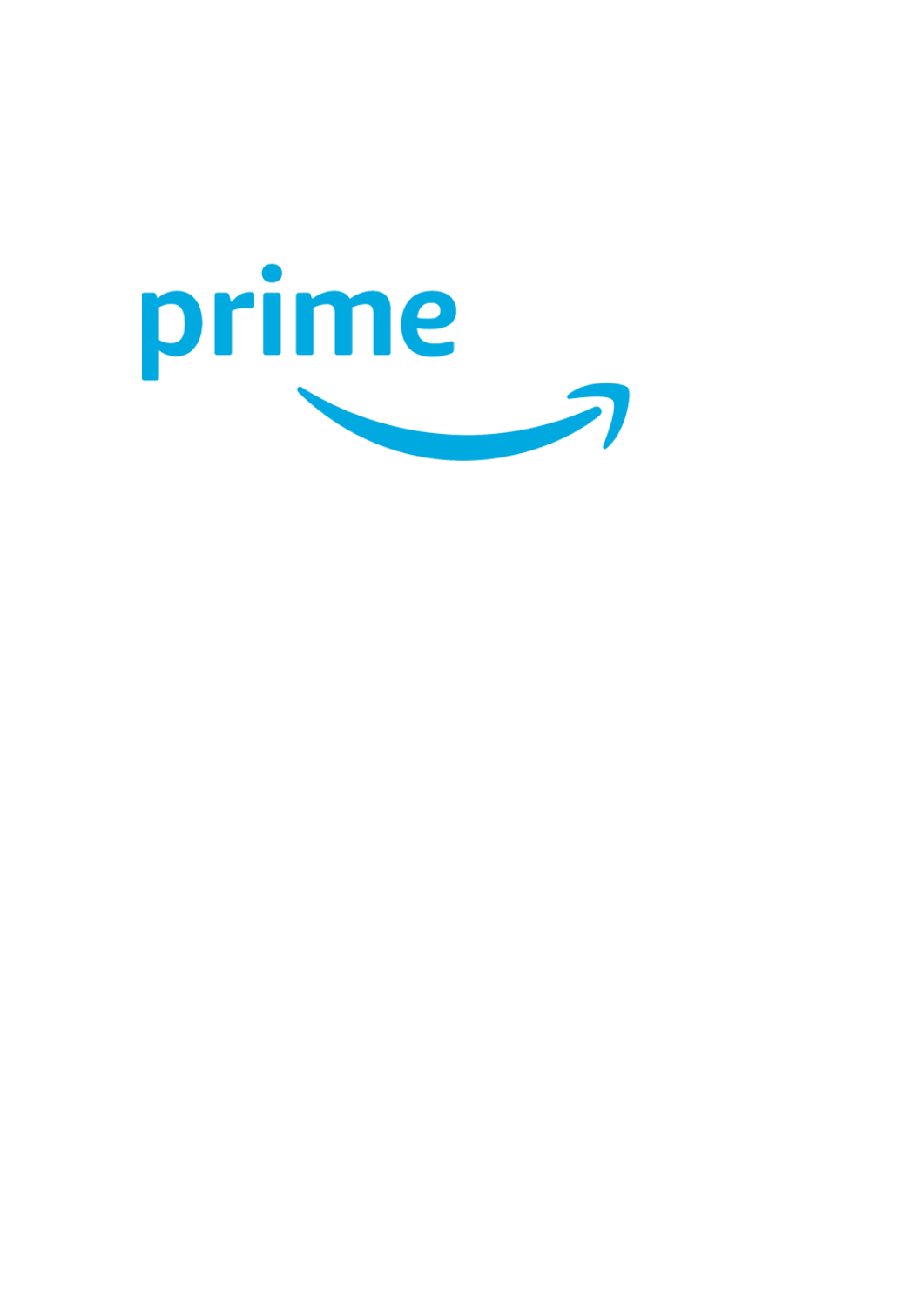prime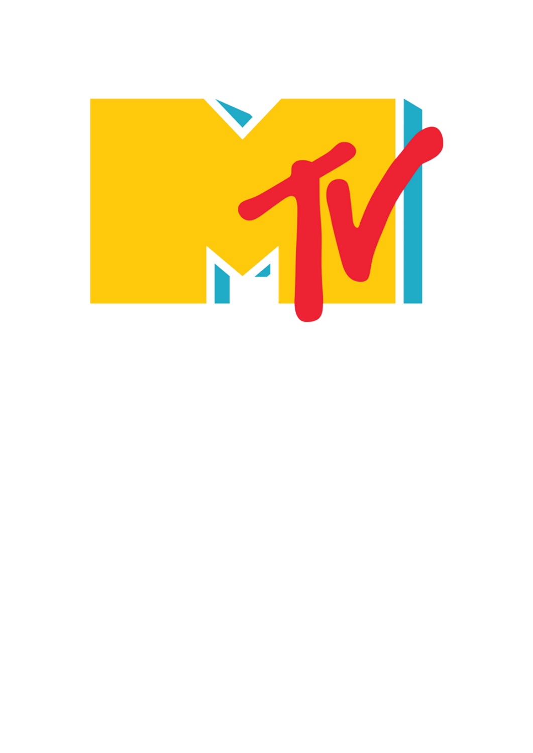MTV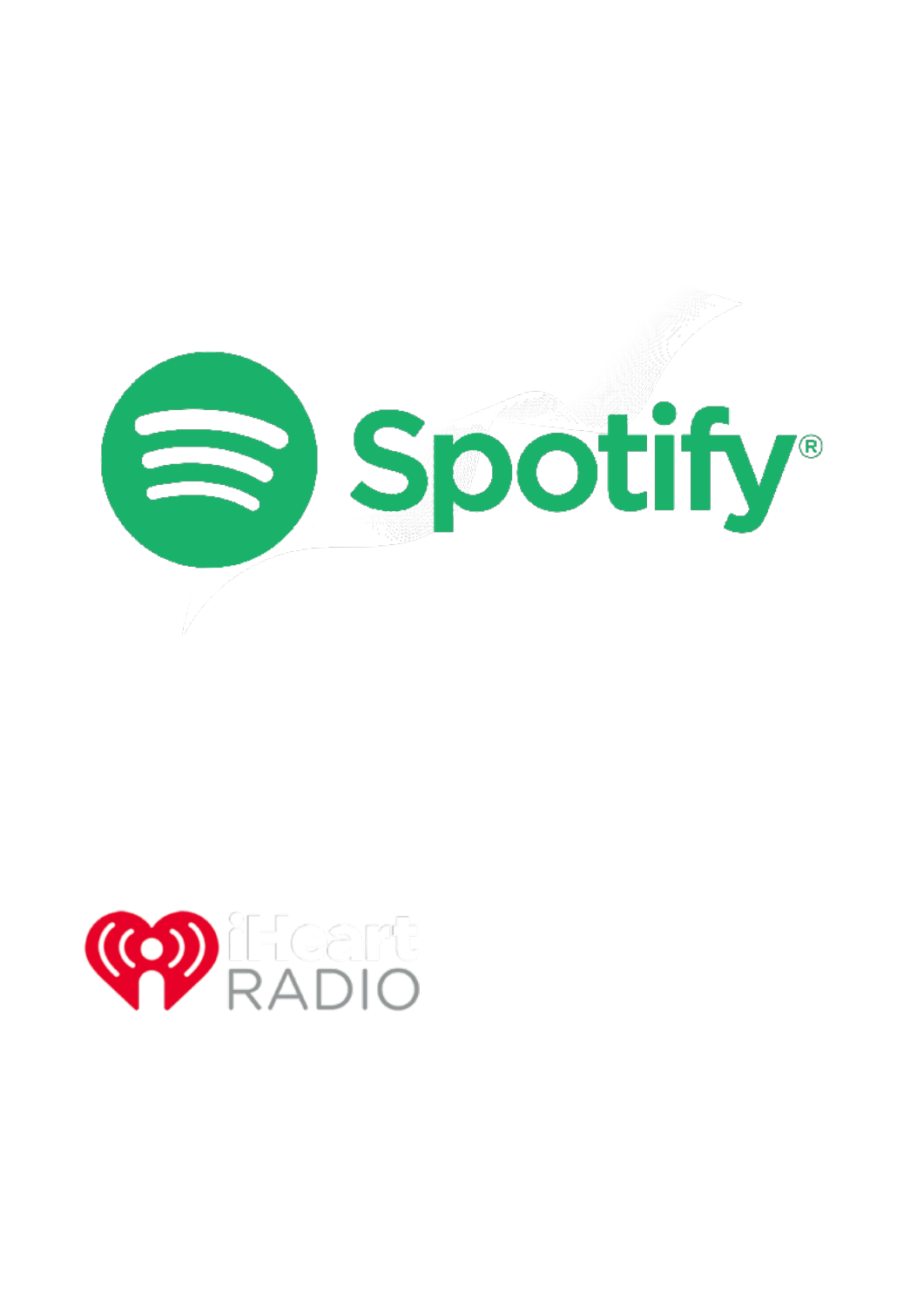Spotify®

iHeart RADIO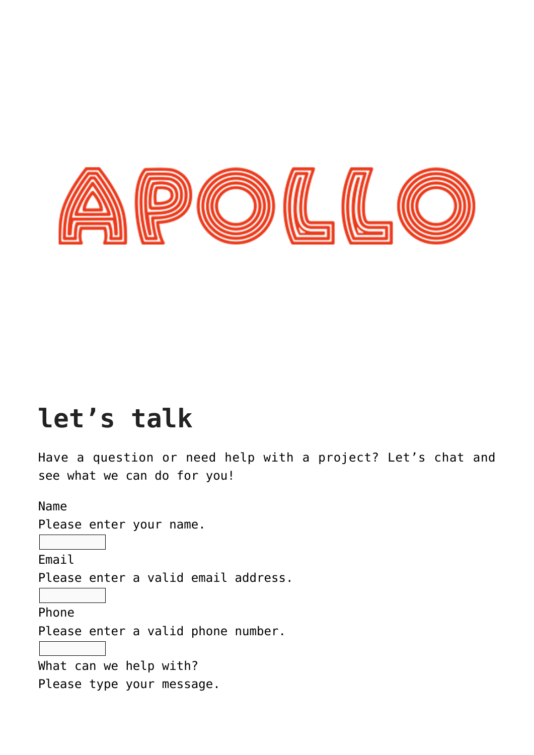APOLLO

## let’s talk

Have a question or need help with a project? Let’s chat and see what we can do for you!

Name

Please enter your name.

Email

Please enter a valid email address.

Phone

Please enter a valid phone number.

What can we help with?

Please type your message.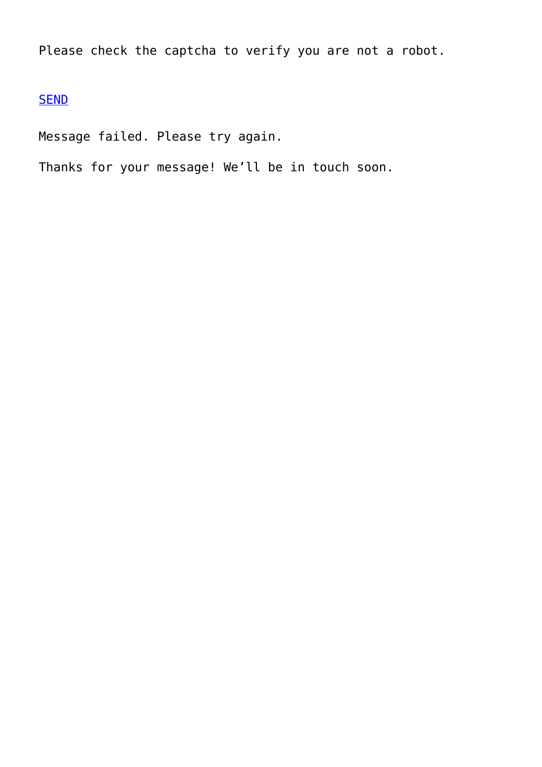Please check the captcha to verify you are not a robot.

[SEND]

Message failed. Please try again.

Thanks for your message! We’ll be in touch soon.